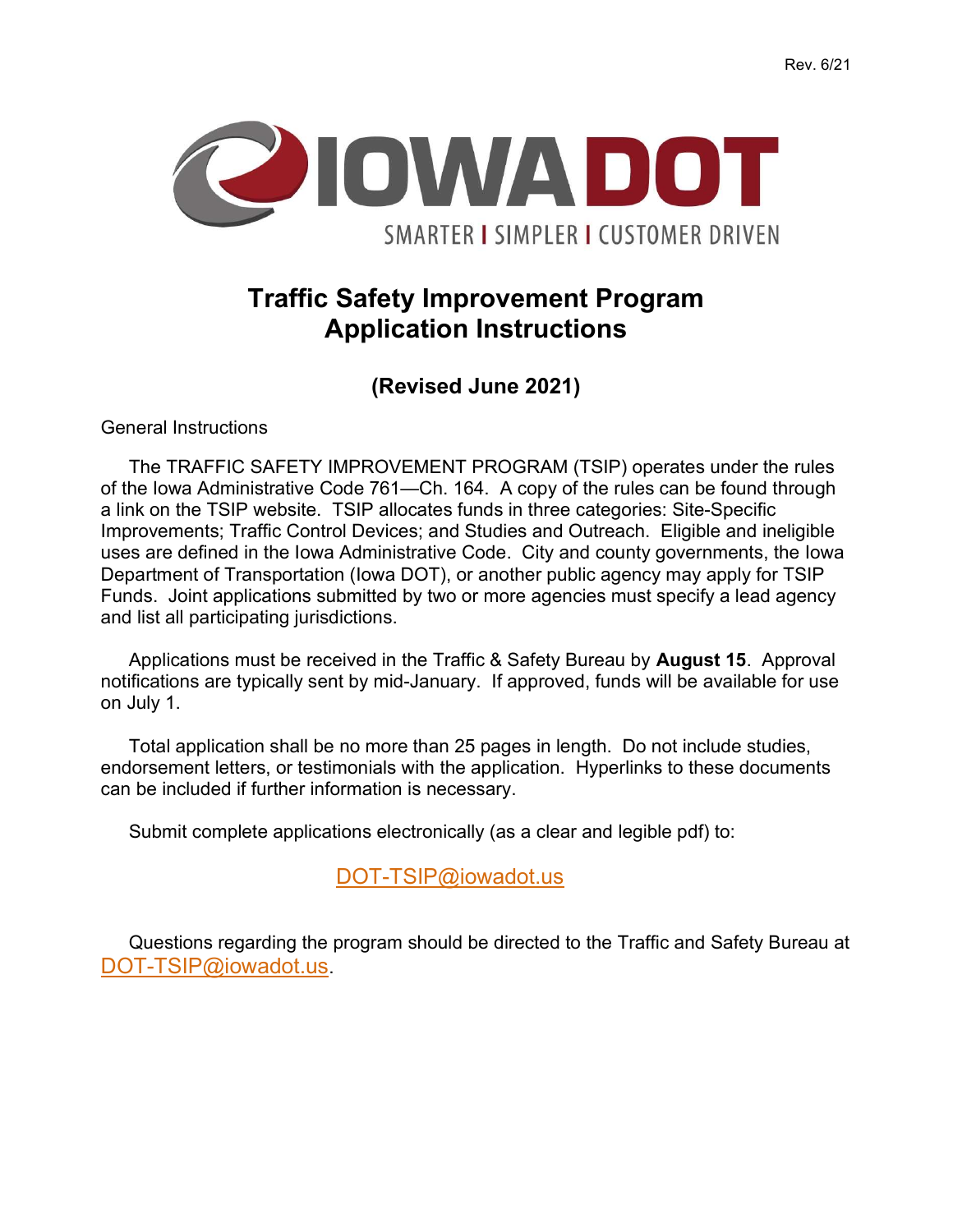Rev. 6/21

IOWA DOT

SMARTER | SIMPLER | CUSTOMER DRIVEN

# Traffic Safety Improvement Program Application Instructions

## (Revised June 2021)

General Instructions

The TRAFFIC SAFETY IMPROVEMENT PROGRAM (TSIP) operates under the rules of the Iowa Administrative Code 761—Ch. 164. A copy of the rules can be found through a link on the TSIP website. TSIP allocates funds in three categories: Site-Specific Improvements; Traffic Control Devices; and Studies and Outreach. Eligible and ineligible uses are defined in the Iowa Administrative Code. City and county governments, the Iowa Department of Transportation (Iowa DOT), or another public agency may apply for TSIP Funds. Joint applications submitted by two or more agencies must specify a lead agency and list all participating jurisdictions.

Applications must be received in the Traffic & Safety Bureau by **August 15**. Approval notifications are typically sent by mid-January. If approved, funds will be available for use on July 1.

Total application shall be no more than 25 pages in length. Do not include studies, endorsement letters, or testimonials with the application. Hyperlinks to these documents can be included if further information is necessary.

Submit complete applications electronically (as a clear and legible pdf) to:

DOT-TSIP@iowadot.us

Questions regarding the program should be directed to the Traffic and Safety Bureau at DOT-TSIP@iowadot.us.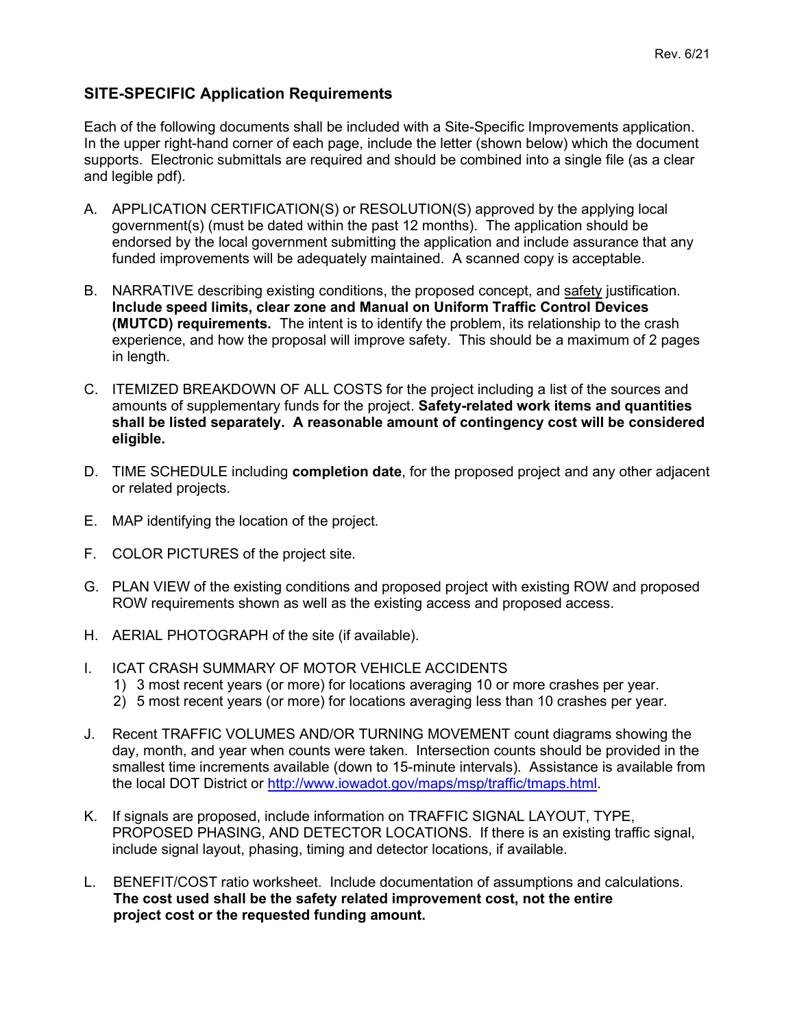## SITE-SPECIFIC Application Requirements

Each of the following documents shall be included with a Site-Specific Improvements application. In the upper right-hand corner of each page, include the letter (shown below) which the document supports. Electronic submittals are required and should be combined into a single file (as a clear and legible pdf).

A. APPLICATION CERTIFICATION(S) or RESOLUTION(S) approved by the applying local government(s) (must be dated within the past 12 months). The application should be endorsed by the local government submitting the application and include assurance that any funded improvements will be adequately maintained. A scanned copy is acceptable.

B. NARRATIVE describing existing conditions, the proposed concept, and safety justification. **Include speed limits, clear zone and Manual on Uniform Traffic Control Devices (MUTCD) requirements.** The intent is to identify the problem, its relationship to the crash experience, and how the proposal will improve safety. This should be a maximum of 2 pages in length.

C. ITEMIZED BREAKDOWN OF ALL COSTS for the project including a list of the sources and amounts of supplementary funds for the project. **Safety-related work items and quantities shall be listed separately. A reasonable amount of contingency cost will be considered eligible.**

D. TIME SCHEDULE including **completion date**, for the proposed project and any other adjacent or related projects.

E. MAP identifying the location of the project.

F. COLOR PICTURES of the project site.

G. PLAN VIEW of the existing conditions and proposed project with existing ROW and proposed ROW requirements shown as well as the existing access and proposed access.

H. AERIAL PHOTOGRAPH of the site (if available).

I. ICAT CRASH SUMMARY OF MOTOR VEHICLE ACCIDENTS
   1) 3 most recent years (or more) for locations averaging 10 or more crashes per year.
   2) 5 most recent years (or more) for locations averaging less than 10 crashes per year.

J. Recent TRAFFIC VOLUMES AND/OR TURNING MOVEMENT count diagrams showing the day, month, and year when counts were taken. Intersection counts should be provided in the smallest time increments available (down to 15-minute intervals). Assistance is available from the local DOT District or http://www.iowadot.gov/maps/msp/traffic/tmaps.html.

K. If signals are proposed, include information on TRAFFIC SIGNAL LAYOUT, TYPE, PROPOSED PHASING, AND DETECTOR LOCATIONS. If there is an existing traffic signal, include signal layout, phasing, timing and detector locations, if available.

L. BENEFIT/COST ratio worksheet. Include documentation of assumptions and calculations. **The cost used shall be the safety related improvement cost, not the entire project cost or the requested funding amount.**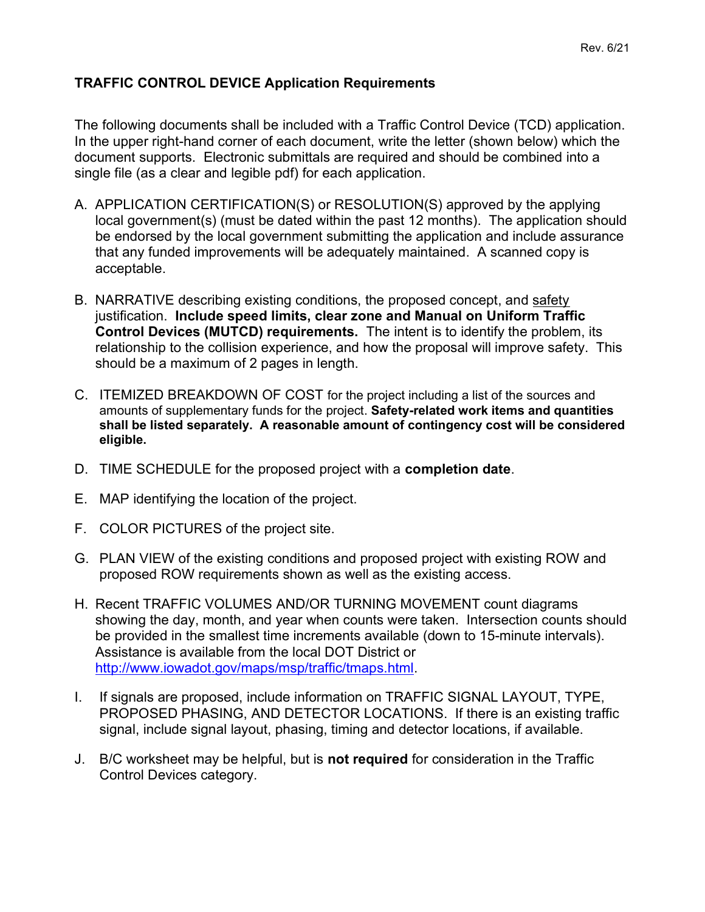# TRAFFIC CONTROL DEVICE Application Requirements

The following documents shall be included with a Traffic Control Device (TCD) application. In the upper right-hand corner of each document, write the letter (shown below) which the document supports. Electronic submittals are required and should be combined into a single file (as a clear and legible pdf) for each application.

A. APPLICATION CERTIFICATION(S) or RESOLUTION(S) approved by the applying local government(s) (must be dated within the past 12 months). The application should be endorsed by the local government submitting the application and include assurance that any funded improvements will be adequately maintained. A scanned copy is acceptable.

B. NARRATIVE describing existing conditions, the proposed concept, and safety justification. **Include speed limits, clear zone and Manual on Uniform Traffic Control Devices (MUTCD) requirements.** The intent is to identify the problem, its relationship to the collision experience, and how the proposal will improve safety. This should be a maximum of 2 pages in length.

C. ITEMIZED BREAKDOWN OF COST for the project including a list of the sources and amounts of supplementary funds for the project. **Safety-related work items and quantities shall be listed separately. A reasonable amount of contingency cost will be considered eligible.**

D. TIME SCHEDULE for the proposed project with a **completion date**.

E. MAP identifying the location of the project.

F. COLOR PICTURES of the project site.

G. PLAN VIEW of the existing conditions and proposed project with existing ROW and proposed ROW requirements shown as well as the existing access.

H. Recent TRAFFIC VOLUMES AND/OR TURNING MOVEMENT count diagrams showing the day, month, and year when counts were taken. Intersection counts should be provided in the smallest time increments available (down to 15-minute intervals). Assistance is available from the local DOT District or http://www.iowadot.gov/maps/msp/traffic/tmaps.html.

I. If signals are proposed, include information on TRAFFIC SIGNAL LAYOUT, TYPE, PROPOSED PHASING, AND DETECTOR LOCATIONS. If there is an existing traffic signal, include signal layout, phasing, timing and detector locations, if available.

J. B/C worksheet may be helpful, but is **not required** for consideration in the Traffic Control Devices category.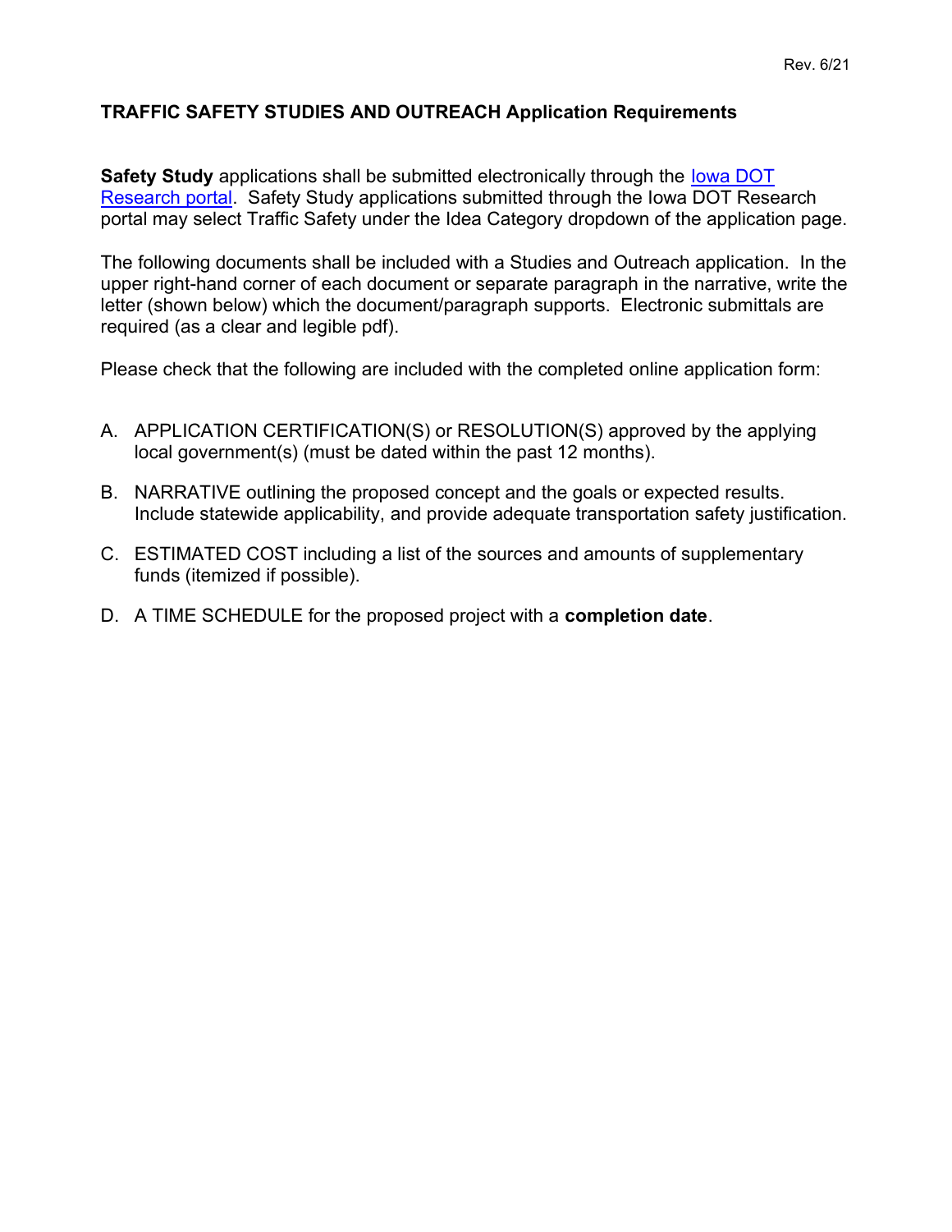Rev. 6/21

## TRAFFIC SAFETY STUDIES AND OUTREACH Application Requirements

**Safety Study** applications shall be submitted electronically through the Iowa DOT Research portal. Safety Study applications submitted through the Iowa DOT Research portal may select Traffic Safety under the Idea Category dropdown of the application page.

The following documents shall be included with a Studies and Outreach application. In the upper right-hand corner of each document or separate paragraph in the narrative, write the letter (shown below) which the document/paragraph supports. Electronic submittals are required (as a clear and legible pdf).

Please check that the following are included with the completed online application form:

A. APPLICATION CERTIFICATION(S) or RESOLUTION(S) approved by the applying local government(s) (must be dated within the past 12 months).

B. NARRATIVE outlining the proposed concept and the goals or expected results. Include statewide applicability, and provide adequate transportation safety justification.

C. ESTIMATED COST including a list of the sources and amounts of supplementary funds (itemized if possible).

D. A TIME SCHEDULE for the proposed project with a **completion date**.